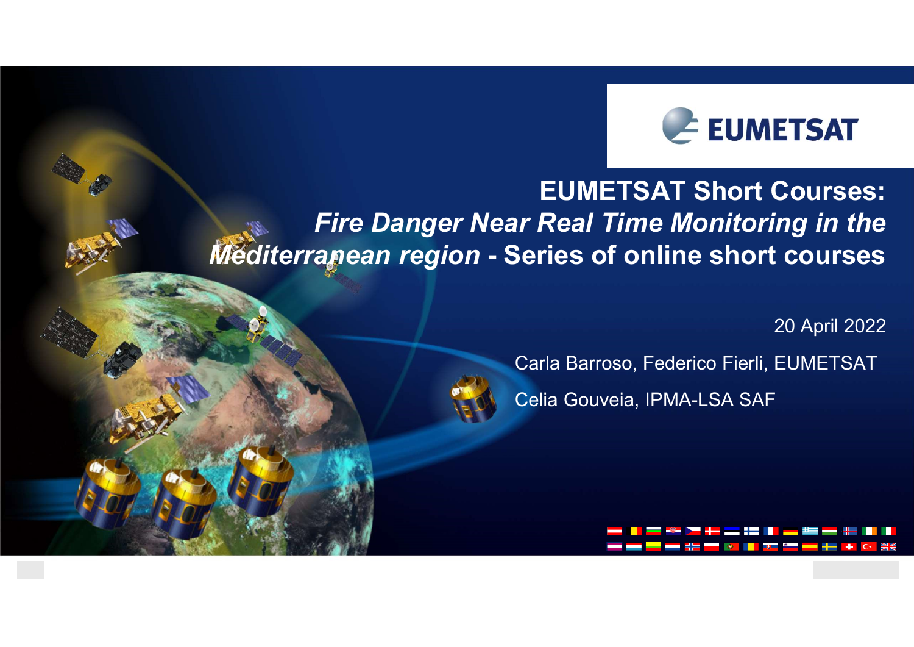EUMETSAT

# EUMETSAT Short Courses: *Fire Danger Near Real Time Monitoring in the Mediterranean region* - Series of online short courses

20 April 2022

Carla Barroso, Federico Fierli, EUMETSAT

Celia Gouveia, IPMA-LSA SAF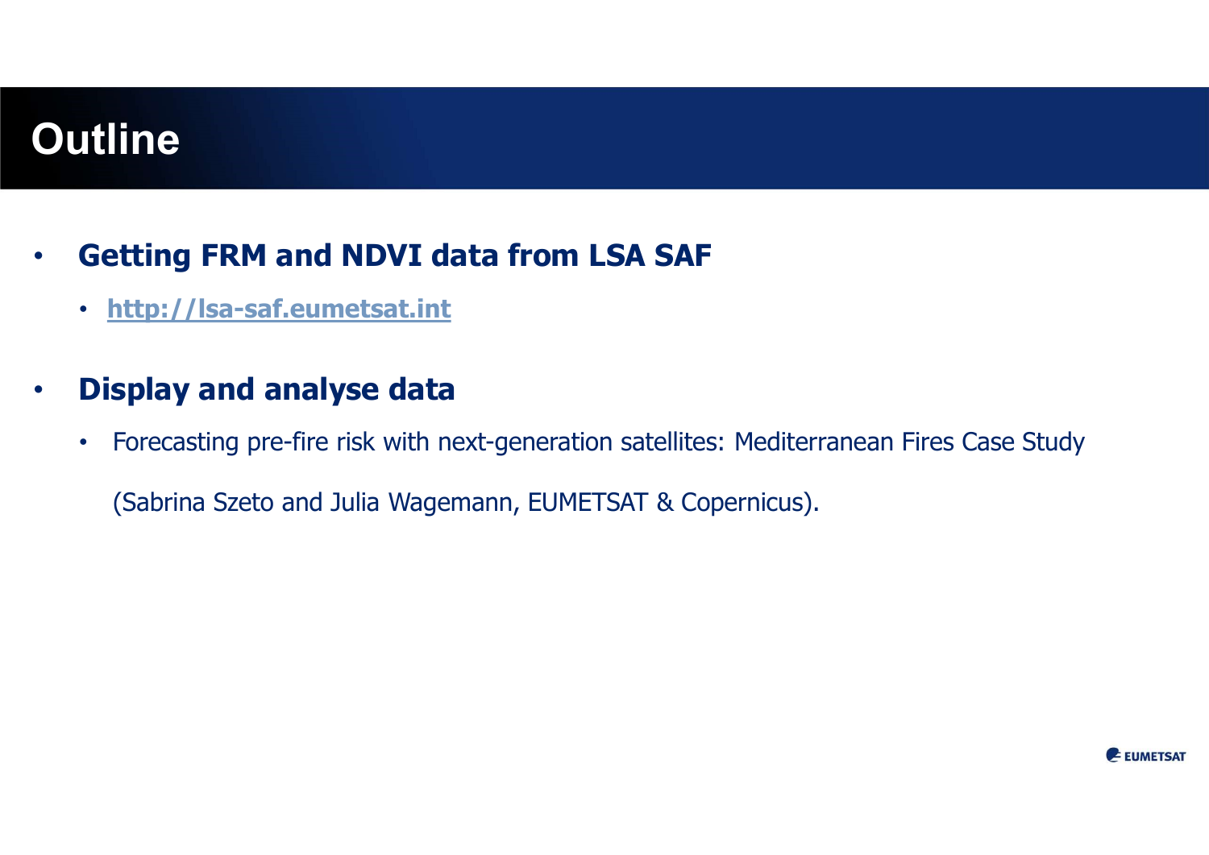# Outline

- **Getting FRM and NDVI data from LSA SAF**
  - **http://lsa-saf.eumetsat.int**
- **Display and analyse data**
  - Forecasting pre-fire risk with next-generation satellites: Mediterranean Fires Case Study

    (Sabrina Szeto and Julia Wagemann, EUMETSAT & Copernicus).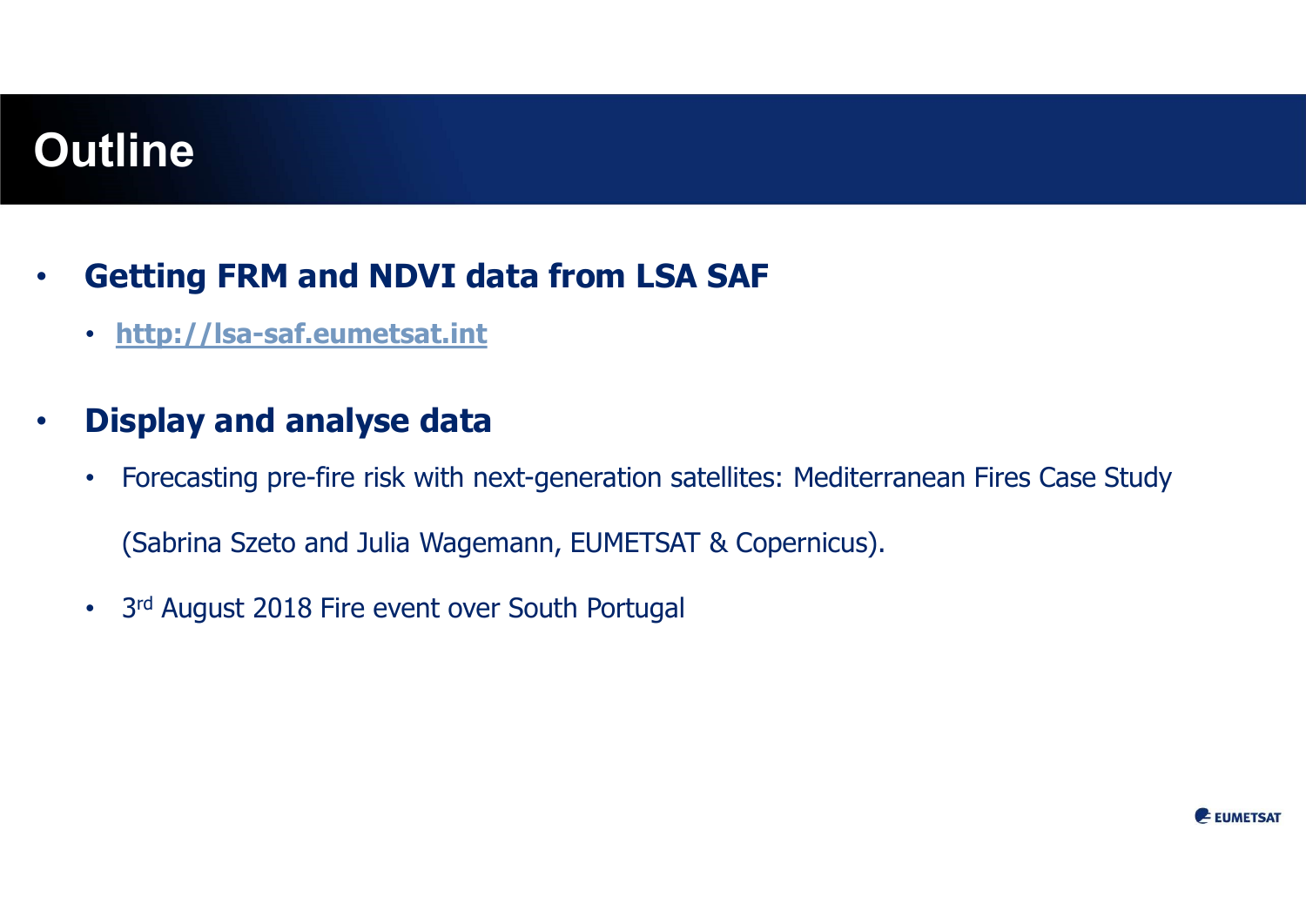# Outline

- **Getting FRM and NDVI data from LSA SAF**
  - **http://lsa-saf.eumetsat.int**

- **Display and analyse data**
  - Forecasting pre-fire risk with next-generation satellites: Mediterranean Fires Case Study

    (Sabrina Szeto and Julia Wagemann, EUMETSAT & Copernicus).
  - 3rd August 2018 Fire event over South Portugal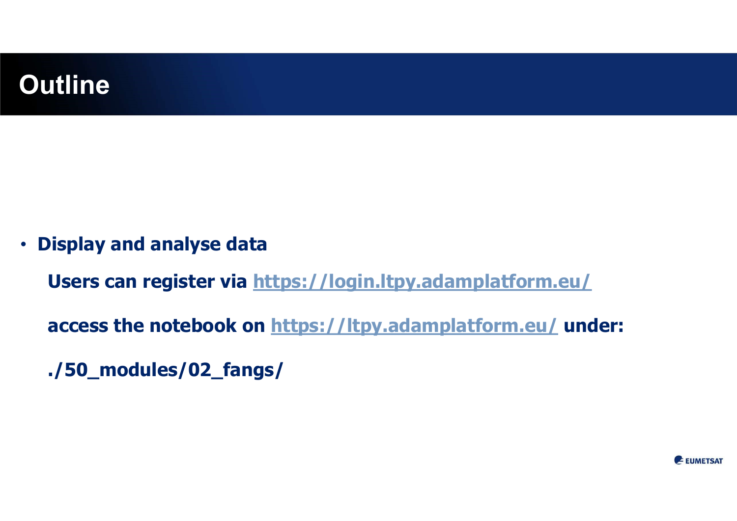# Outline

- **Display and analyse data**

  **Users can register via https://login.ltpy.adamplatform.eu/**

  **access the notebook on https://ltpy.adamplatform.eu/ under:**

  **./50_modules/02_fangs/**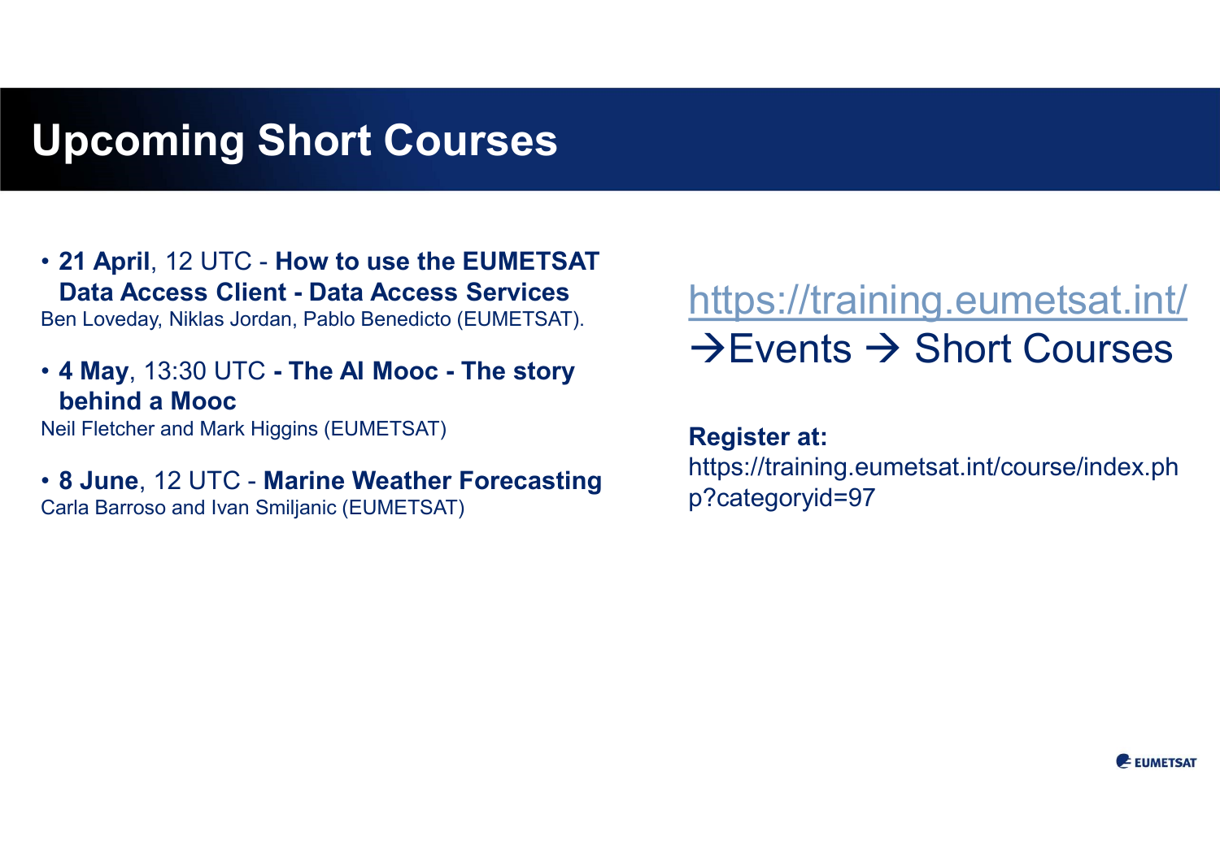# Upcoming Short Courses

- **21 April**, 12 UTC - **How to use the EUMETSAT Data Access Client - Data Access Services**
Ben Loveday, Niklas Jordan, Pablo Benedicto (EUMETSAT).

- **4 May**, 13:30 UTC **- The AI Mooc - The story behind a Mooc**
Neil Fletcher and Mark Higgins (EUMETSAT)

- **8 June**, 12 UTC - **Marine Weather Forecasting**
Carla Barroso and Ivan Smiljanic (EUMETSAT)

https://training.eumetsat.int/
→Events → Short Courses

**Register at:**
https://training.eumetsat.int/course/index.php?categoryid=97